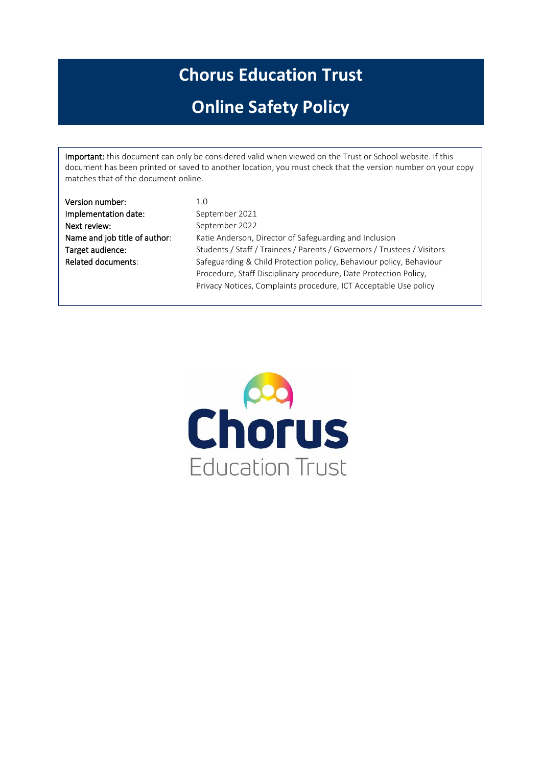# Chorus Education Trust

# Online Safety Policy

**Important:** this document can only be considered valid when viewed on the Trust or School website. If this document has been printed or saved to another location, you must check that the version number on your copy matches that of the document online.

| | |
|---|---|
| **Version number:** | 1.0 |
| **Implementation date:** | September 2021 |
| **Next review:** | September 2022 |
| **Name and job title of author:** | Katie Anderson, Director of Safeguarding and Inclusion |
| **Target audience:** | Students / Staff / Trainees / Parents / Governors / Trustees / Visitors |
| **Related documents:** | Safeguarding & Child Protection policy, Behaviour policy, Behaviour Procedure, Staff Disciplinary procedure, Date Protection Policy, Privacy Notices, Complaints procedure, ICT Acceptable Use policy |

Chorus
Education Trust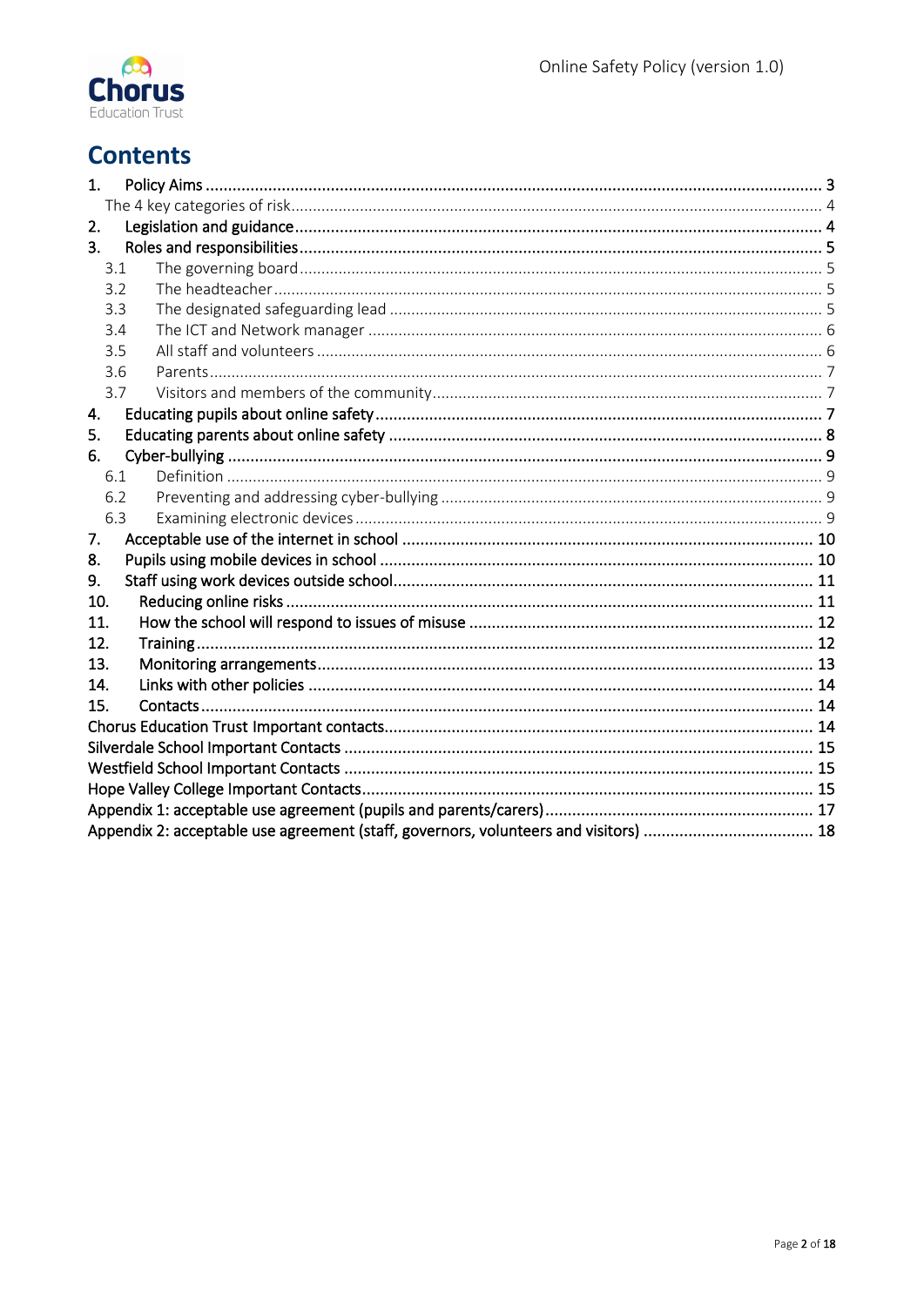# Contents

1. Policy Aims ........................................................................................................................................ 3
   The 4 key categories of risk......................................................................................................... 4
2. Legislation and guidance.................................................................................................................. 4
3. Roles and responsibilities................................................................................................................. 5
   - 3.1 The governing board ................................................................................................................ 5
   - 3.2 The headteacher ...................................................................................................................... 5
   - 3.3 The designated safeguarding lead ........................................................................................... 5
   - 3.4 The ICT and Network manager ................................................................................................ 6
   - 3.5 All staff and volunteers ............................................................................................................ 6
   - 3.6 Parents..................................................................................................................................... 7
   - 3.7 Visitors and members of the community.................................................................................. 7
4. Educating pupils about online safety ................................................................................................ 7
5. Educating parents about online safety ............................................................................................. 8
6. Cyber-bullying .................................................................................................................................. 9
   - 6.1 Definition ................................................................................................................................. 9
   - 6.2 Preventing and addressing cyber-bullying ................................................................................ 9
   - 6.3 Examining electronic devices .................................................................................................... 9
7. Acceptable use of the internet in school ......................................................................................... 10
8. Pupils using mobile devices in school ............................................................................................. 10
9. Staff using work devices outside school.......................................................................................... 11
10. Reducing online risks .................................................................................................................... 11
11. How the school will respond to issues of misuse ........................................................................... 12
12. Training........................................................................................................................................ 12
13. Monitoring arrangements............................................................................................................. 13
14. Links with other policies ............................................................................................................... 14
15. Contacts ....................................................................................................................................... 14

Chorus Education Trust Important contacts.......................................................................................... 14
Silverdale School Important Contacts ................................................................................................... 15
Westfield School Important Contacts ................................................................................................... 15
Hope Valley College Important Contacts............................................................................................... 15
Appendix 1: acceptable use agreement (pupils and parents/carers)...................................................... 17
Appendix 2: acceptable use agreement (staff, governors, volunteers and visitors) ................................ 18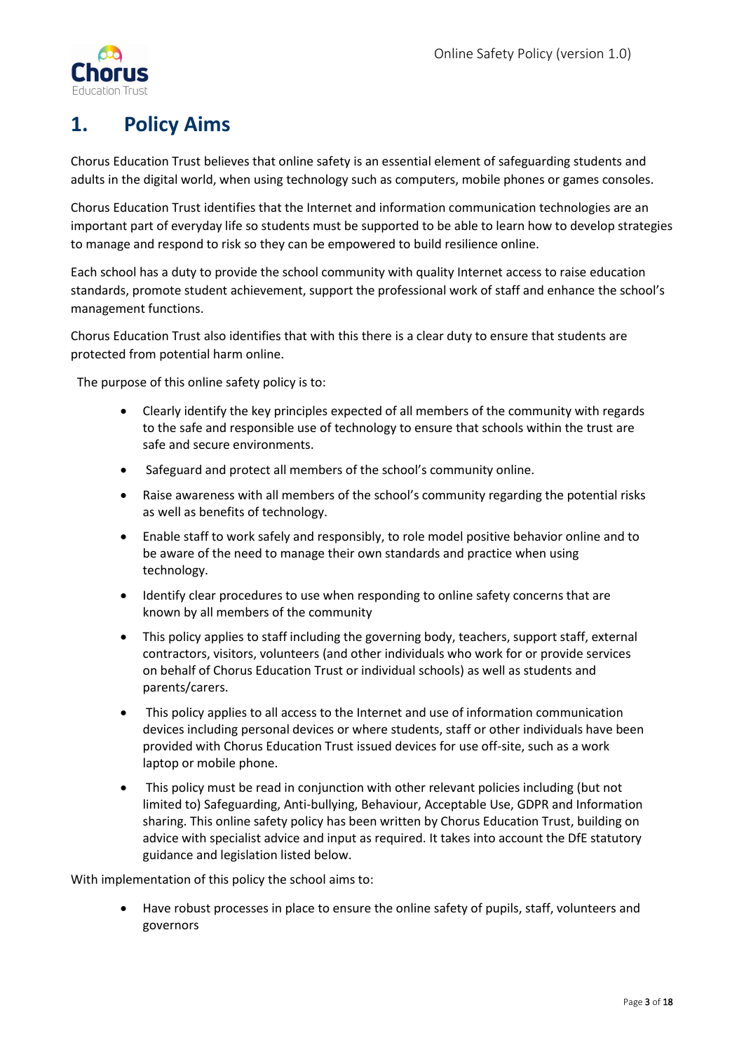# 1. Policy Aims

Chorus Education Trust believes that online safety is an essential element of safeguarding students and adults in the digital world, when using technology such as computers, mobile phones or games consoles.

Chorus Education Trust identifies that the Internet and information communication technologies are an important part of everyday life so students must be supported to be able to learn how to develop strategies to manage and respond to risk so they can be empowered to build resilience online.

Each school has a duty to provide the school community with quality Internet access to raise education standards, promote student achievement, support the professional work of staff and enhance the school's management functions.

Chorus Education Trust also identifies that with this there is a clear duty to ensure that students are protected from potential harm online.

The purpose of this online safety policy is to:

- Clearly identify the key principles expected of all members of the community with regards to the safe and responsible use of technology to ensure that schools within the trust are safe and secure environments.
- Safeguard and protect all members of the school's community online.
- Raise awareness with all members of the school's community regarding the potential risks as well as benefits of technology.
- Enable staff to work safely and responsibly, to role model positive behavior online and to be aware of the need to manage their own standards and practice when using technology.
- Identify clear procedures to use when responding to online safety concerns that are known by all members of the community
- This policy applies to staff including the governing body, teachers, support staff, external contractors, visitors, volunteers (and other individuals who work for or provide services on behalf of Chorus Education Trust or individual schools) as well as students and parents/carers.
- This policy applies to all access to the Internet and use of information communication devices including personal devices or where students, staff or other individuals have been provided with Chorus Education Trust issued devices for use off-site, such as a work laptop or mobile phone.
- This policy must be read in conjunction with other relevant policies including (but not limited to) Safeguarding, Anti-bullying, Behaviour, Acceptable Use, GDPR and Information sharing. This online safety policy has been written by Chorus Education Trust, building on advice with specialist advice and input as required. It takes into account the DfE statutory guidance and legislation listed below.

With implementation of this policy the school aims to:

- Have robust processes in place to ensure the online safety of pupils, staff, volunteers and governors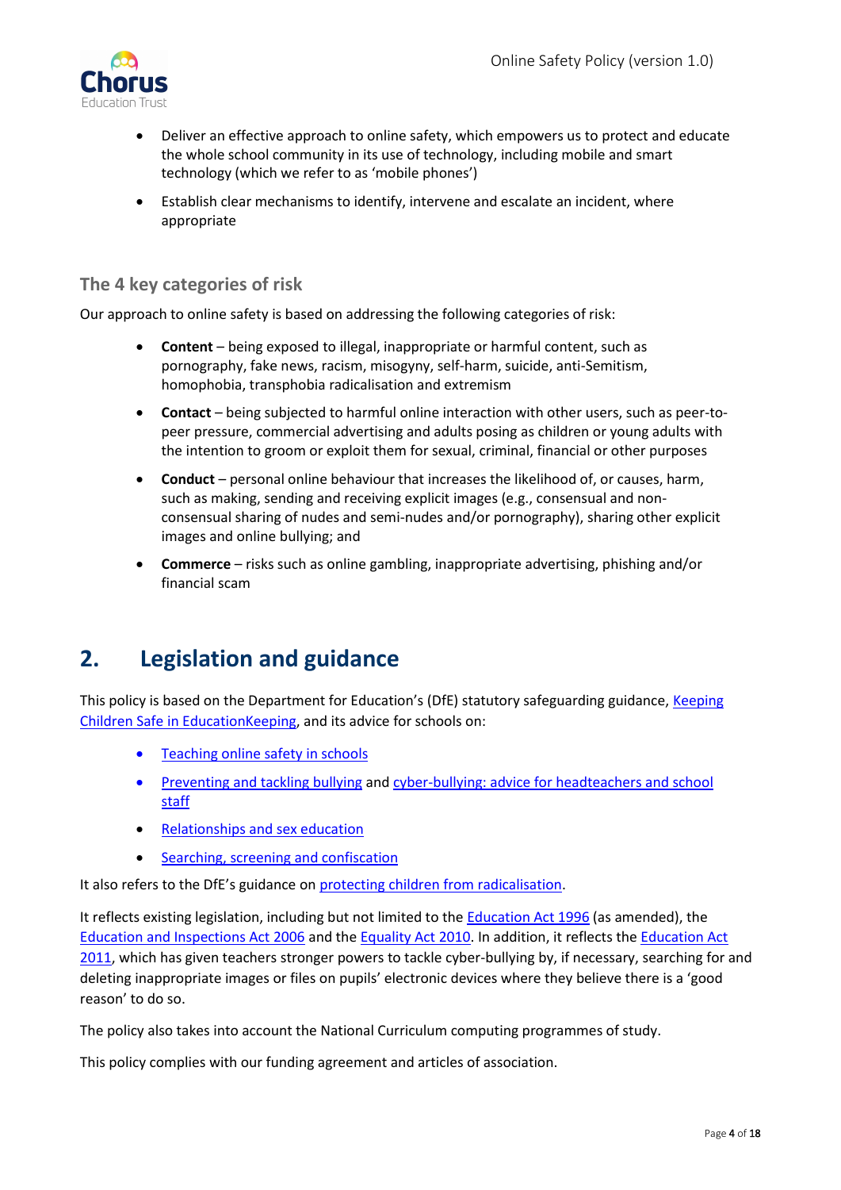- Deliver an effective approach to online safety, which empowers us to protect and educate the whole school community in its use of technology, including mobile and smart technology (which we refer to as 'mobile phones')
- Establish clear mechanisms to identify, intervene and escalate an incident, where appropriate

### The 4 key categories of risk

Our approach to online safety is based on addressing the following categories of risk:

- **Content** – being exposed to illegal, inappropriate or harmful content, such as pornography, fake news, racism, misogyny, self-harm, suicide, anti-Semitism, homophobia, transphobia radicalisation and extremism
- **Contact** – being subjected to harmful online interaction with other users, such as peer-to-peer pressure, commercial advertising and adults posing as children or young adults with the intention to groom or exploit them for sexual, criminal, financial or other purposes
- **Conduct** – personal online behaviour that increases the likelihood of, or causes, harm, such as making, sending and receiving explicit images (e.g., consensual and non-consensual sharing of nudes and semi-nudes and/or pornography), sharing other explicit images and online bullying; and
- **Commerce** – risks such as online gambling, inappropriate advertising, phishing and/or financial scam

## 2. Legislation and guidance

This policy is based on the Department for Education's (DfE) statutory safeguarding guidance, Keeping Children Safe in EducationKeeping, and its advice for schools on:

- Teaching online safety in schools
- Preventing and tackling bullying and cyber-bullying: advice for headteachers and school staff
- Relationships and sex education
- Searching, screening and confiscation

It also refers to the DfE's guidance on protecting children from radicalisation.

It reflects existing legislation, including but not limited to the Education Act 1996 (as amended), the Education and Inspections Act 2006 and the Equality Act 2010. In addition, it reflects the Education Act 2011, which has given teachers stronger powers to tackle cyber-bullying by, if necessary, searching for and deleting inappropriate images or files on pupils' electronic devices where they believe there is a 'good reason' to do so.

The policy also takes into account the National Curriculum computing programmes of study.

This policy complies with our funding agreement and articles of association.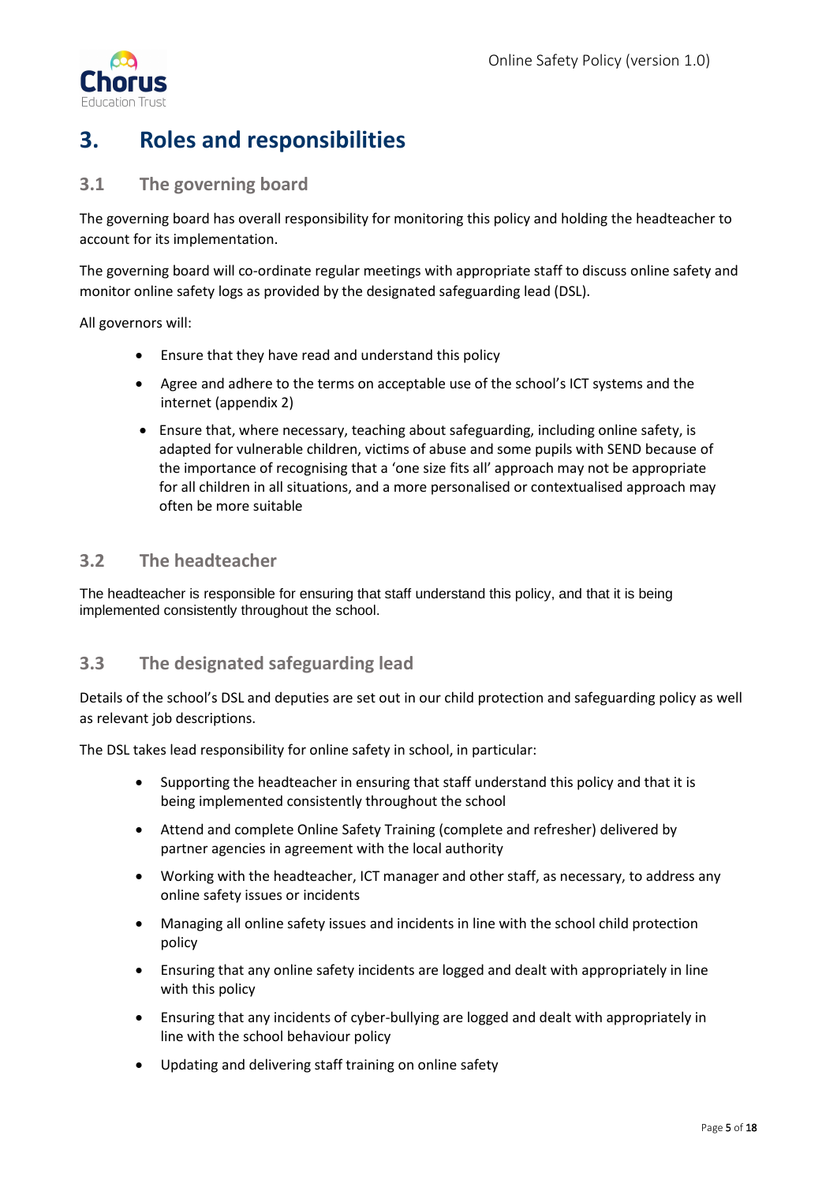## 3. Roles and responsibilities

### 3.1 The governing board

The governing board has overall responsibility for monitoring this policy and holding the headteacher to account for its implementation.

The governing board will co-ordinate regular meetings with appropriate staff to discuss online safety and monitor online safety logs as provided by the designated safeguarding lead (DSL).

All governors will:

- Ensure that they have read and understand this policy
- Agree and adhere to the terms on acceptable use of the school's ICT systems and the internet (appendix 2)
- Ensure that, where necessary, teaching about safeguarding, including online safety, is adapted for vulnerable children, victims of abuse and some pupils with SEND because of the importance of recognising that a 'one size fits all' approach may not be appropriate for all children in all situations, and a more personalised or contextualised approach may often be more suitable

### 3.2 The headteacher

The headteacher is responsible for ensuring that staff understand this policy, and that it is being implemented consistently throughout the school.

### 3.3 The designated safeguarding lead

Details of the school's DSL and deputies are set out in our child protection and safeguarding policy as well as relevant job descriptions.

The DSL takes lead responsibility for online safety in school, in particular:

- Supporting the headteacher in ensuring that staff understand this policy and that it is being implemented consistently throughout the school
- Attend and complete Online Safety Training (complete and refresher) delivered by partner agencies in agreement with the local authority
- Working with the headteacher, ICT manager and other staff, as necessary, to address any online safety issues or incidents
- Managing all online safety issues and incidents in line with the school child protection policy
- Ensuring that any online safety incidents are logged and dealt with appropriately in line with this policy
- Ensuring that any incidents of cyber-bullying are logged and dealt with appropriately in line with the school behaviour policy
- Updating and delivering staff training on online safety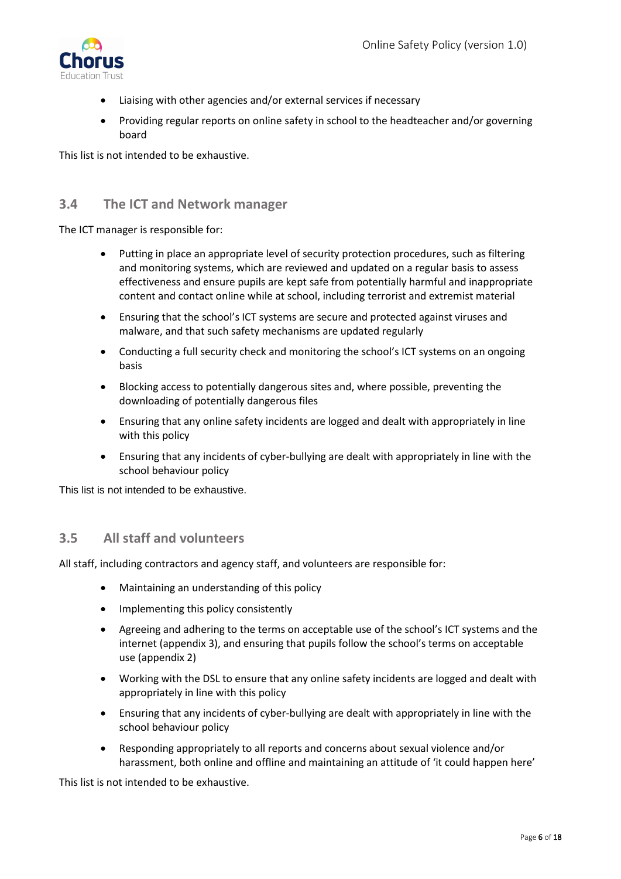- Liaising with other agencies and/or external services if necessary
- Providing regular reports on online safety in school to the headteacher and/or governing board

This list is not intended to be exhaustive.

### 3.4 The ICT and Network manager

The ICT manager is responsible for:

- Putting in place an appropriate level of security protection procedures, such as filtering and monitoring systems, which are reviewed and updated on a regular basis to assess effectiveness and ensure pupils are kept safe from potentially harmful and inappropriate content and contact online while at school, including terrorist and extremist material
- Ensuring that the school's ICT systems are secure and protected against viruses and malware, and that such safety mechanisms are updated regularly
- Conducting a full security check and monitoring the school's ICT systems on an ongoing basis
- Blocking access to potentially dangerous sites and, where possible, preventing the downloading of potentially dangerous files
- Ensuring that any online safety incidents are logged and dealt with appropriately in line with this policy
- Ensuring that any incidents of cyber-bullying are dealt with appropriately in line with the school behaviour policy

This list is not intended to be exhaustive.

### 3.5 All staff and volunteers

All staff, including contractors and agency staff, and volunteers are responsible for:

- Maintaining an understanding of this policy
- Implementing this policy consistently
- Agreeing and adhering to the terms on acceptable use of the school's ICT systems and the internet (appendix 3), and ensuring that pupils follow the school's terms on acceptable use (appendix 2)
- Working with the DSL to ensure that any online safety incidents are logged and dealt with appropriately in line with this policy
- Ensuring that any incidents of cyber-bullying are dealt with appropriately in line with the school behaviour policy
- Responding appropriately to all reports and concerns about sexual violence and/or harassment, both online and offline and maintaining an attitude of 'it could happen here'

This list is not intended to be exhaustive.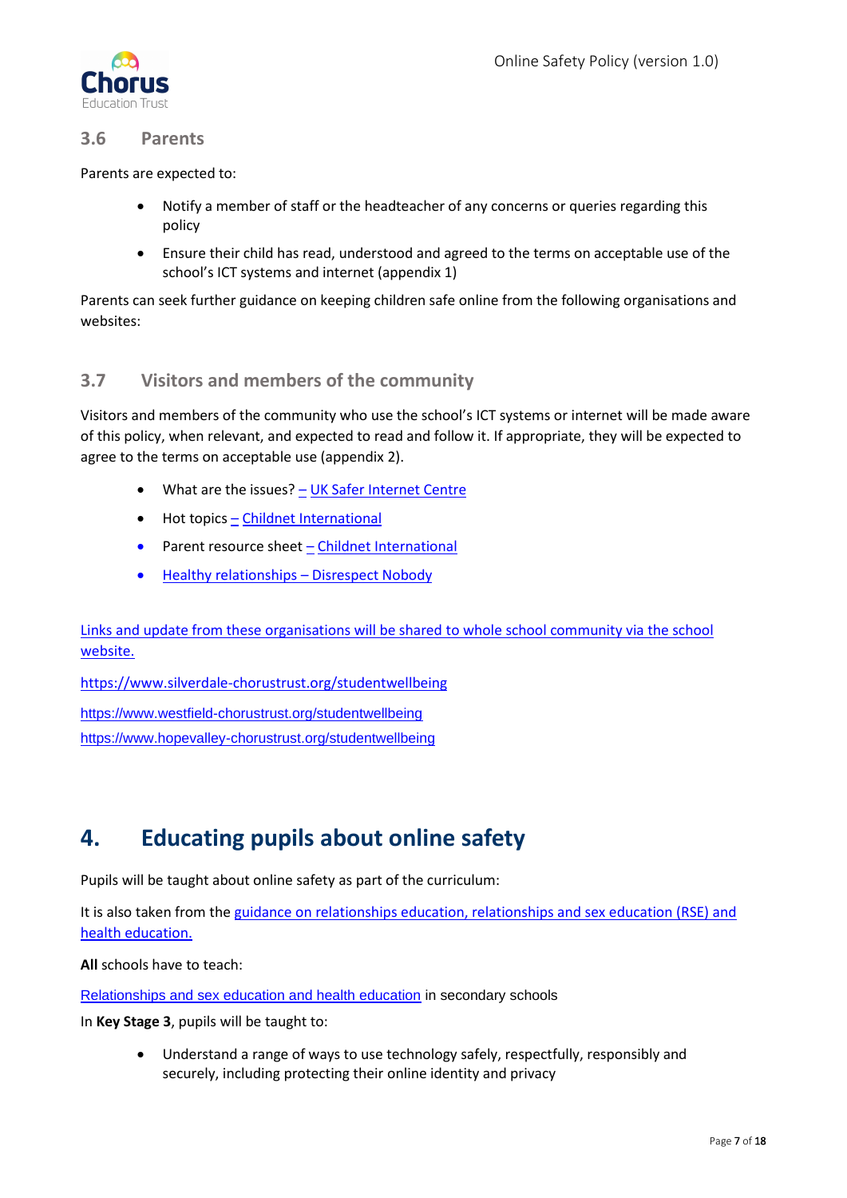### 3.6 Parents

Parents are expected to:

- Notify a member of staff or the headteacher of any concerns or queries regarding this policy
- Ensure their child has read, understood and agreed to the terms on acceptable use of the school's ICT systems and internet (appendix 1)

Parents can seek further guidance on keeping children safe online from the following organisations and websites:

### 3.7 Visitors and members of the community

Visitors and members of the community who use the school's ICT systems or internet will be made aware of this policy, when relevant, and expected to read and follow it. If appropriate, they will be expected to agree to the terms on acceptable use (appendix 2).

- What are the issues? – UK Safer Internet Centre
- Hot topics – Childnet International
- Parent resource sheet – Childnet International
- Healthy relationships – Disrespect Nobody

Links and update from these organisations will be shared to whole school community via the school website.

https://www.silverdale-chorustrust.org/studentwellbeing

https://www.westfield-chorustrust.org/studentwellbeing

https://www.hopevalley-chorustrust.org/studentwellbeing

## 4. Educating pupils about online safety

Pupils will be taught about online safety as part of the curriculum:

It is also taken from the guidance on relationships education, relationships and sex education (RSE) and health education.

**All** schools have to teach:

Relationships and sex education and health education in secondary schools

In **Key Stage 3**, pupils will be taught to:

- Understand a range of ways to use technology safely, respectfully, responsibly and securely, including protecting their online identity and privacy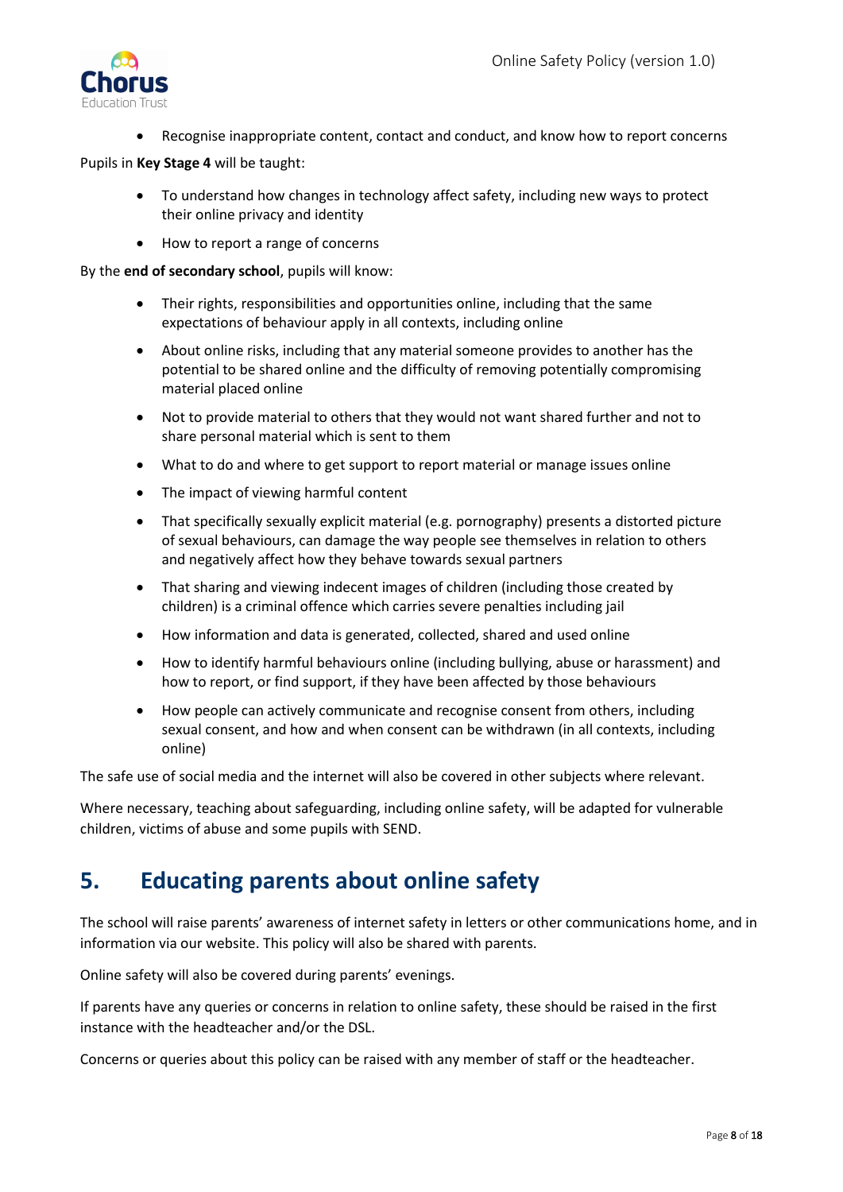- Recognise inappropriate content, contact and conduct, and know how to report concerns

Pupils in **Key Stage 4** will be taught:

- To understand how changes in technology affect safety, including new ways to protect their online privacy and identity
- How to report a range of concerns

By the **end of secondary school**, pupils will know:

- Their rights, responsibilities and opportunities online, including that the same expectations of behaviour apply in all contexts, including online
- About online risks, including that any material someone provides to another has the potential to be shared online and the difficulty of removing potentially compromising material placed online
- Not to provide material to others that they would not want shared further and not to share personal material which is sent to them
- What to do and where to get support to report material or manage issues online
- The impact of viewing harmful content
- That specifically sexually explicit material (e.g. pornography) presents a distorted picture of sexual behaviours, can damage the way people see themselves in relation to others and negatively affect how they behave towards sexual partners
- That sharing and viewing indecent images of children (including those created by children) is a criminal offence which carries severe penalties including jail
- How information and data is generated, collected, shared and used online
- How to identify harmful behaviours online (including bullying, abuse or harassment) and how to report, or find support, if they have been affected by those behaviours
- How people can actively communicate and recognise consent from others, including sexual consent, and how and when consent can be withdrawn (in all contexts, including online)

The safe use of social media and the internet will also be covered in other subjects where relevant.

Where necessary, teaching about safeguarding, including online safety, will be adapted for vulnerable children, victims of abuse and some pupils with SEND.

## 5. Educating parents about online safety

The school will raise parents' awareness of internet safety in letters or other communications home, and in information via our website. This policy will also be shared with parents.

Online safety will also be covered during parents' evenings.

If parents have any queries or concerns in relation to online safety, these should be raised in the first instance with the headteacher and/or the DSL.

Concerns or queries about this policy can be raised with any member of staff or the headteacher.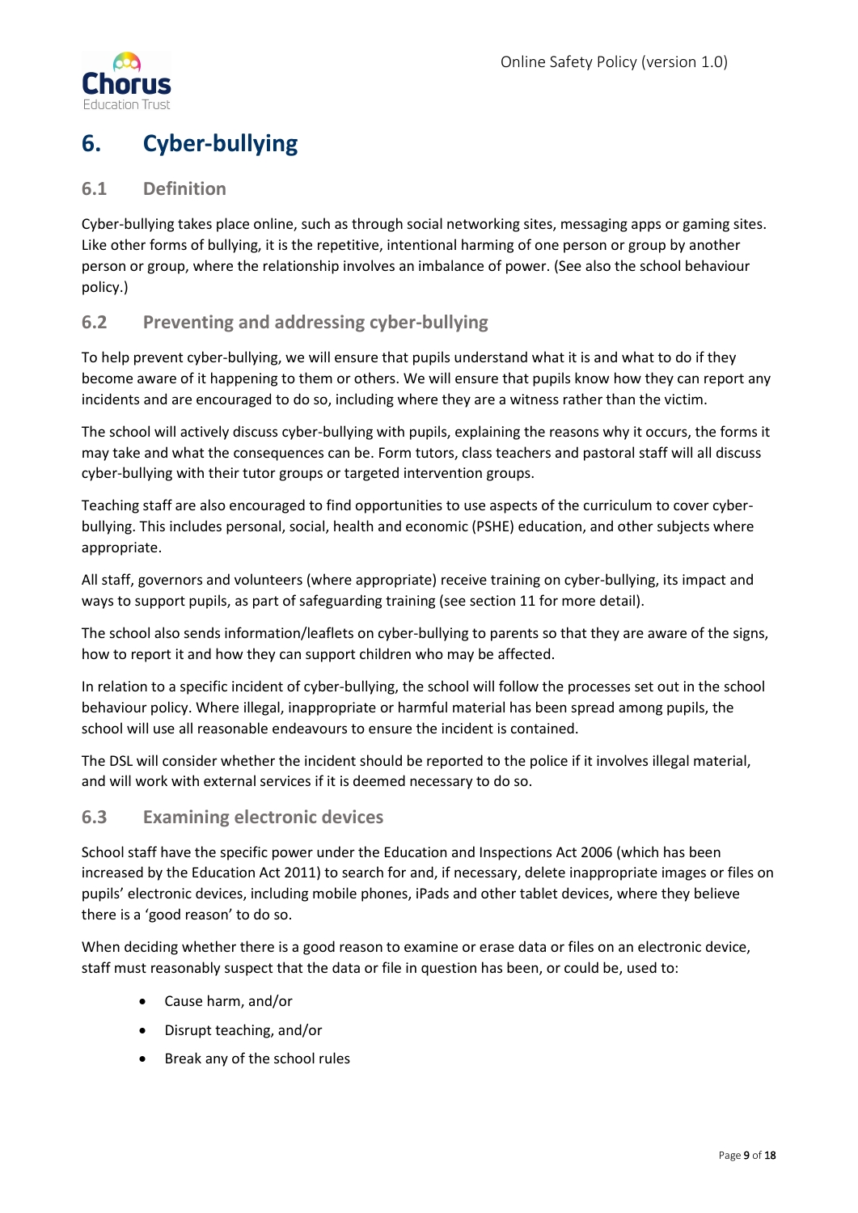# 6. Cyber-bullying

## 6.1 Definition

Cyber-bullying takes place online, such as through social networking sites, messaging apps or gaming sites. Like other forms of bullying, it is the repetitive, intentional harming of one person or group by another person or group, where the relationship involves an imbalance of power. (See also the school behaviour policy.)

## 6.2 Preventing and addressing cyber-bullying

To help prevent cyber-bullying, we will ensure that pupils understand what it is and what to do if they become aware of it happening to them or others. We will ensure that pupils know how they can report any incidents and are encouraged to do so, including where they are a witness rather than the victim.

The school will actively discuss cyber-bullying with pupils, explaining the reasons why it occurs, the forms it may take and what the consequences can be. Form tutors, class teachers and pastoral staff will all discuss cyber-bullying with their tutor groups or targeted intervention groups.

Teaching staff are also encouraged to find opportunities to use aspects of the curriculum to cover cyber-bullying. This includes personal, social, health and economic (PSHE) education, and other subjects where appropriate.

All staff, governors and volunteers (where appropriate) receive training on cyber-bullying, its impact and ways to support pupils, as part of safeguarding training (see section 11 for more detail).

The school also sends information/leaflets on cyber-bullying to parents so that they are aware of the signs, how to report it and how they can support children who may be affected.

In relation to a specific incident of cyber-bullying, the school will follow the processes set out in the school behaviour policy. Where illegal, inappropriate or harmful material has been spread among pupils, the school will use all reasonable endeavours to ensure the incident is contained.

The DSL will consider whether the incident should be reported to the police if it involves illegal material, and will work with external services if it is deemed necessary to do so.

## 6.3 Examining electronic devices

School staff have the specific power under the Education and Inspections Act 2006 (which has been increased by the Education Act 2011) to search for and, if necessary, delete inappropriate images or files on pupils' electronic devices, including mobile phones, iPads and other tablet devices, where they believe there is a 'good reason' to do so.

When deciding whether there is a good reason to examine or erase data or files on an electronic device, staff must reasonably suspect that the data or file in question has been, or could be, used to:

- Cause harm, and/or
- Disrupt teaching, and/or
- Break any of the school rules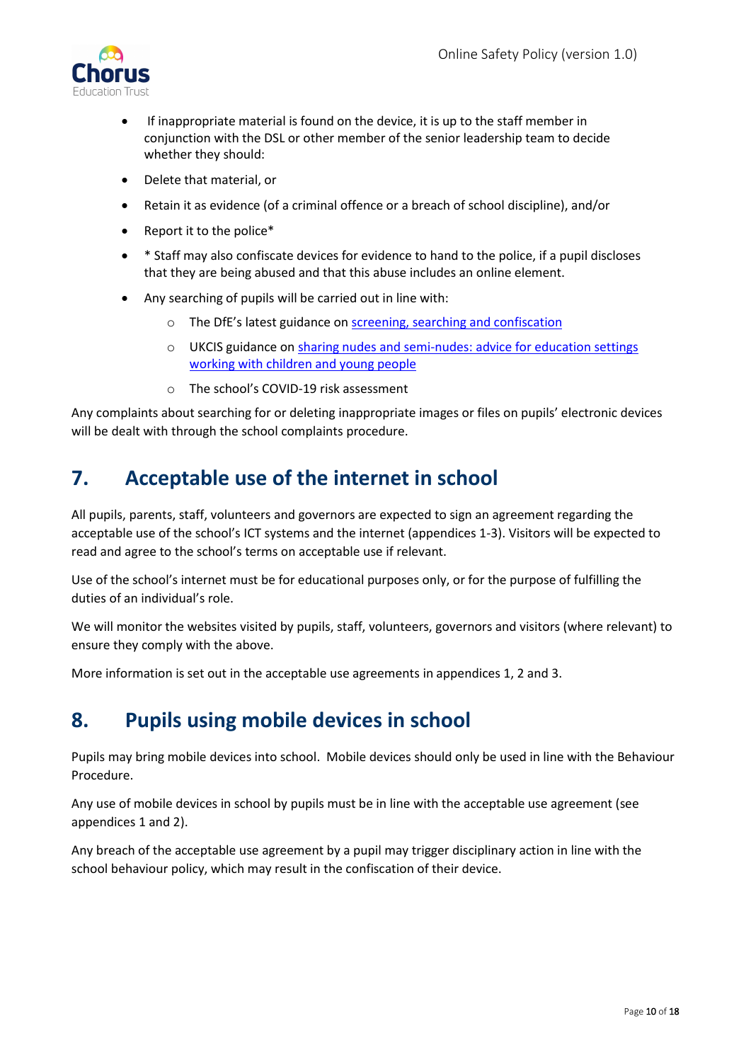- If inappropriate material is found on the device, it is up to the staff member in conjunction with the DSL or other member of the senior leadership team to decide whether they should:
- Delete that material, or
- Retain it as evidence (of a criminal offence or a breach of school discipline), and/or
- Report it to the police*
- * Staff may also confiscate devices for evidence to hand to the police, if a pupil discloses that they are being abused and that this abuse includes an online element.
- Any searching of pupils will be carried out in line with:
  - The DfE's latest guidance on [screening, searching and confiscation]
  - UKCIS guidance on [sharing nudes and semi-nudes: advice for education settings working with children and young people]
  - The school's COVID-19 risk assessment

Any complaints about searching for or deleting inappropriate images or files on pupils' electronic devices will be dealt with through the school complaints procedure.

## 7. Acceptable use of the internet in school

All pupils, parents, staff, volunteers and governors are expected to sign an agreement regarding the acceptable use of the school's ICT systems and the internet (appendices 1-3). Visitors will be expected to read and agree to the school's terms on acceptable use if relevant.

Use of the school's internet must be for educational purposes only, or for the purpose of fulfilling the duties of an individual's role.

We will monitor the websites visited by pupils, staff, volunteers, governors and visitors (where relevant) to ensure they comply with the above.

More information is set out in the acceptable use agreements in appendices 1, 2 and 3.

## 8. Pupils using mobile devices in school

Pupils may bring mobile devices into school. Mobile devices should only be used in line with the Behaviour Procedure.

Any use of mobile devices in school by pupils must be in line with the acceptable use agreement (see appendices 1 and 2).

Any breach of the acceptable use agreement by a pupil may trigger disciplinary action in line with the school behaviour policy, which may result in the confiscation of their device.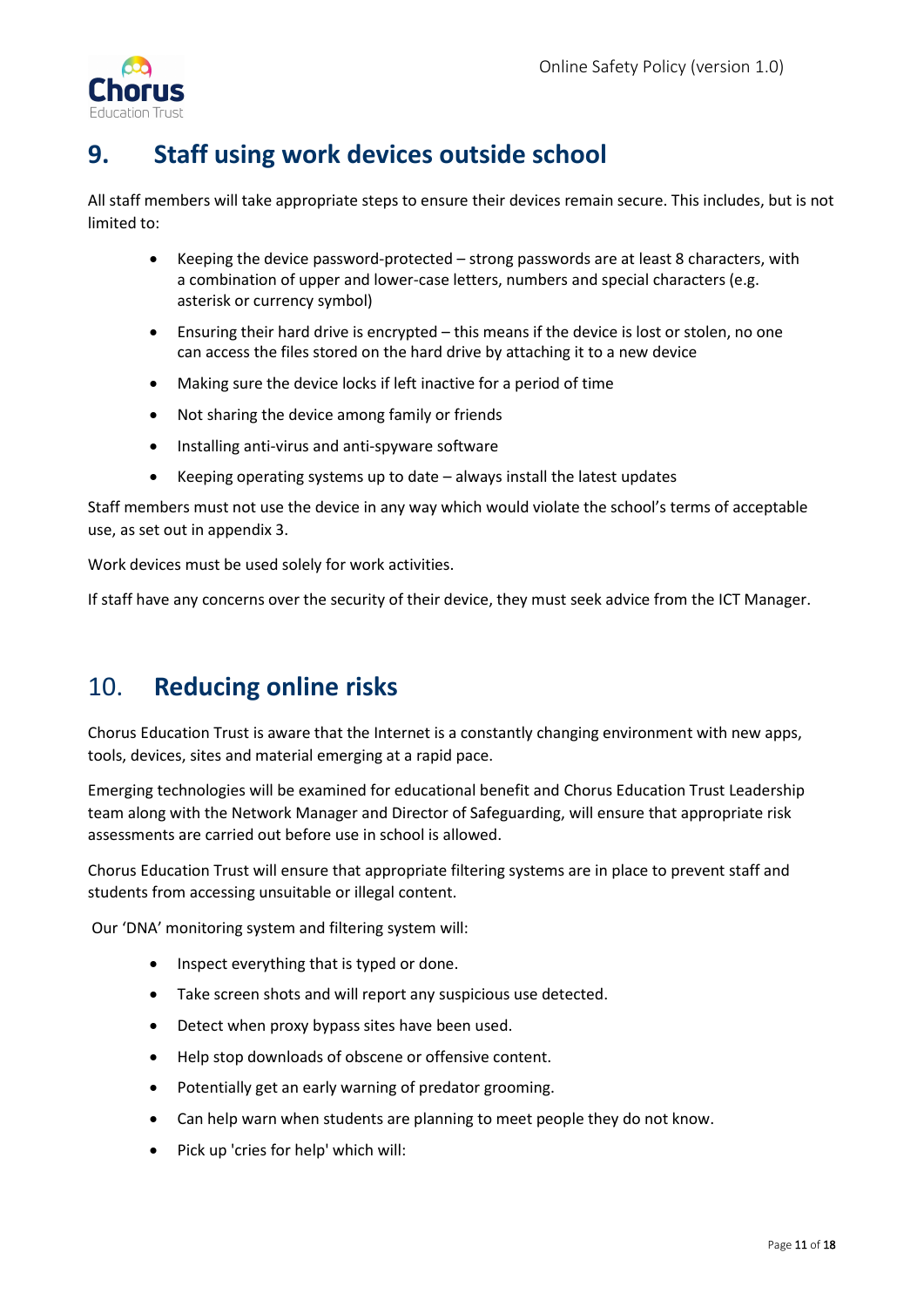## 9. Staff using work devices outside school

All staff members will take appropriate steps to ensure their devices remain secure. This includes, but is not limited to:

- Keeping the device password-protected – strong passwords are at least 8 characters, with a combination of upper and lower-case letters, numbers and special characters (e.g. asterisk or currency symbol)
- Ensuring their hard drive is encrypted – this means if the device is lost or stolen, no one can access the files stored on the hard drive by attaching it to a new device
- Making sure the device locks if left inactive for a period of time
- Not sharing the device among family or friends
- Installing anti-virus and anti-spyware software
- Keeping operating systems up to date – always install the latest updates

Staff members must not use the device in any way which would violate the school's terms of acceptable use, as set out in appendix 3.

Work devices must be used solely for work activities.

If staff have any concerns over the security of their device, they must seek advice from the ICT Manager.

## 10. Reducing online risks

Chorus Education Trust is aware that the Internet is a constantly changing environment with new apps, tools, devices, sites and material emerging at a rapid pace.

Emerging technologies will be examined for educational benefit and Chorus Education Trust Leadership team along with the Network Manager and Director of Safeguarding, will ensure that appropriate risk assessments are carried out before use in school is allowed.

Chorus Education Trust will ensure that appropriate filtering systems are in place to prevent staff and students from accessing unsuitable or illegal content.

Our 'DNA' monitoring system and filtering system will:

- Inspect everything that is typed or done.
- Take screen shots and will report any suspicious use detected.
- Detect when proxy bypass sites have been used.
- Help stop downloads of obscene or offensive content.
- Potentially get an early warning of predator grooming.
- Can help warn when students are planning to meet people they do not know.
- Pick up 'cries for help' which will: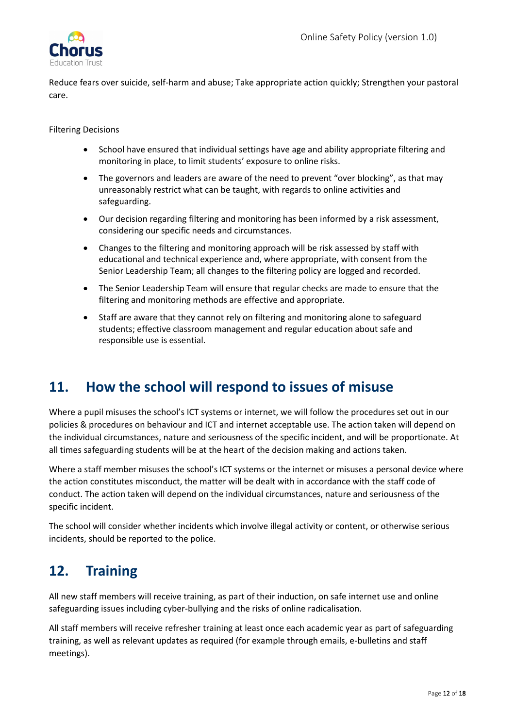Reduce fears over suicide, self-harm and abuse; Take appropriate action quickly; Strengthen your pastoral care.

Filtering Decisions

- School have ensured that individual settings have age and ability appropriate filtering and monitoring in place, to limit students' exposure to online risks.
- The governors and leaders are aware of the need to prevent "over blocking", as that may unreasonably restrict what can be taught, with regards to online activities and safeguarding.
- Our decision regarding filtering and monitoring has been informed by a risk assessment, considering our specific needs and circumstances.
- Changes to the filtering and monitoring approach will be risk assessed by staff with educational and technical experience and, where appropriate, with consent from the Senior Leadership Team; all changes to the filtering policy are logged and recorded.
- The Senior Leadership Team will ensure that regular checks are made to ensure that the filtering and monitoring methods are effective and appropriate.
- Staff are aware that they cannot rely on filtering and monitoring alone to safeguard students; effective classroom management and regular education about safe and responsible use is essential.

## 11. How the school will respond to issues of misuse

Where a pupil misuses the school's ICT systems or internet, we will follow the procedures set out in our policies & procedures on behaviour and ICT and internet acceptable use. The action taken will depend on the individual circumstances, nature and seriousness of the specific incident, and will be proportionate. At all times safeguarding students will be at the heart of the decision making and actions taken.

Where a staff member misuses the school's ICT systems or the internet or misuses a personal device where the action constitutes misconduct, the matter will be dealt with in accordance with the staff code of conduct. The action taken will depend on the individual circumstances, nature and seriousness of the specific incident.

The school will consider whether incidents which involve illegal activity or content, or otherwise serious incidents, should be reported to the police.

## 12. Training

All new staff members will receive training, as part of their induction, on safe internet use and online safeguarding issues including cyber-bullying and the risks of online radicalisation.

All staff members will receive refresher training at least once each academic year as part of safeguarding training, as well as relevant updates as required (for example through emails, e-bulletins and staff meetings).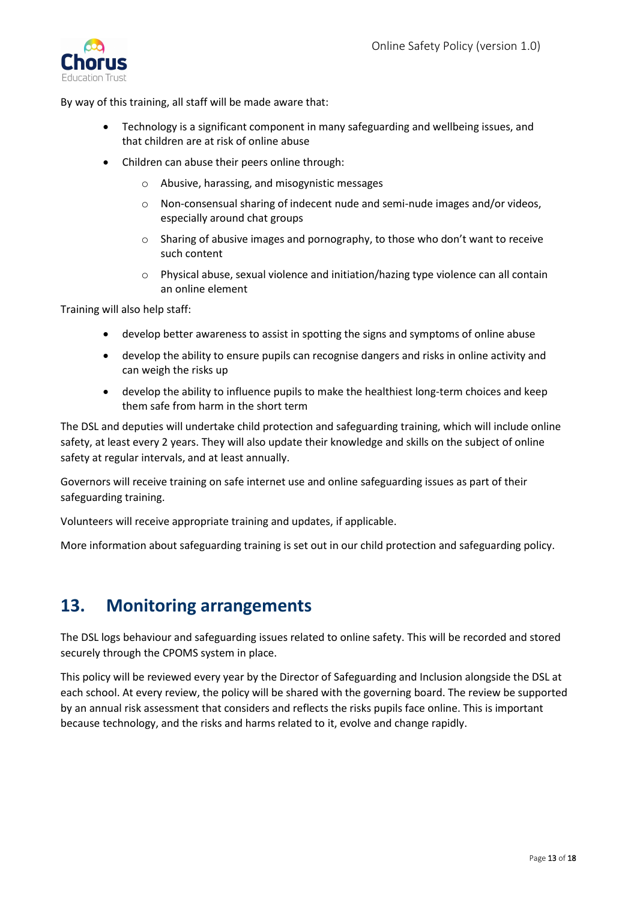By way of this training, all staff will be made aware that:

- Technology is a significant component in many safeguarding and wellbeing issues, and that children are at risk of online abuse
- Children can abuse their peers online through:
    - Abusive, harassing, and misogynistic messages
    - Non-consensual sharing of indecent nude and semi-nude images and/or videos, especially around chat groups
    - Sharing of abusive images and pornography, to those who don't want to receive such content
    - Physical abuse, sexual violence and initiation/hazing type violence can all contain an online element

Training will also help staff:

- develop better awareness to assist in spotting the signs and symptoms of online abuse
- develop the ability to ensure pupils can recognise dangers and risks in online activity and can weigh the risks up
- develop the ability to influence pupils to make the healthiest long-term choices and keep them safe from harm in the short term

The DSL and deputies will undertake child protection and safeguarding training, which will include online safety, at least every 2 years. They will also update their knowledge and skills on the subject of online safety at regular intervals, and at least annually.

Governors will receive training on safe internet use and online safeguarding issues as part of their safeguarding training.

Volunteers will receive appropriate training and updates, if applicable.

More information about safeguarding training is set out in our child protection and safeguarding policy.

## 13. Monitoring arrangements

The DSL logs behaviour and safeguarding issues related to online safety. This will be recorded and stored securely through the CPOMS system in place.

This policy will be reviewed every year by the Director of Safeguarding and Inclusion alongside the DSL at each school. At every review, the policy will be shared with the governing board. The review be supported by an annual risk assessment that considers and reflects the risks pupils face online. This is important because technology, and the risks and harms related to it, evolve and change rapidly.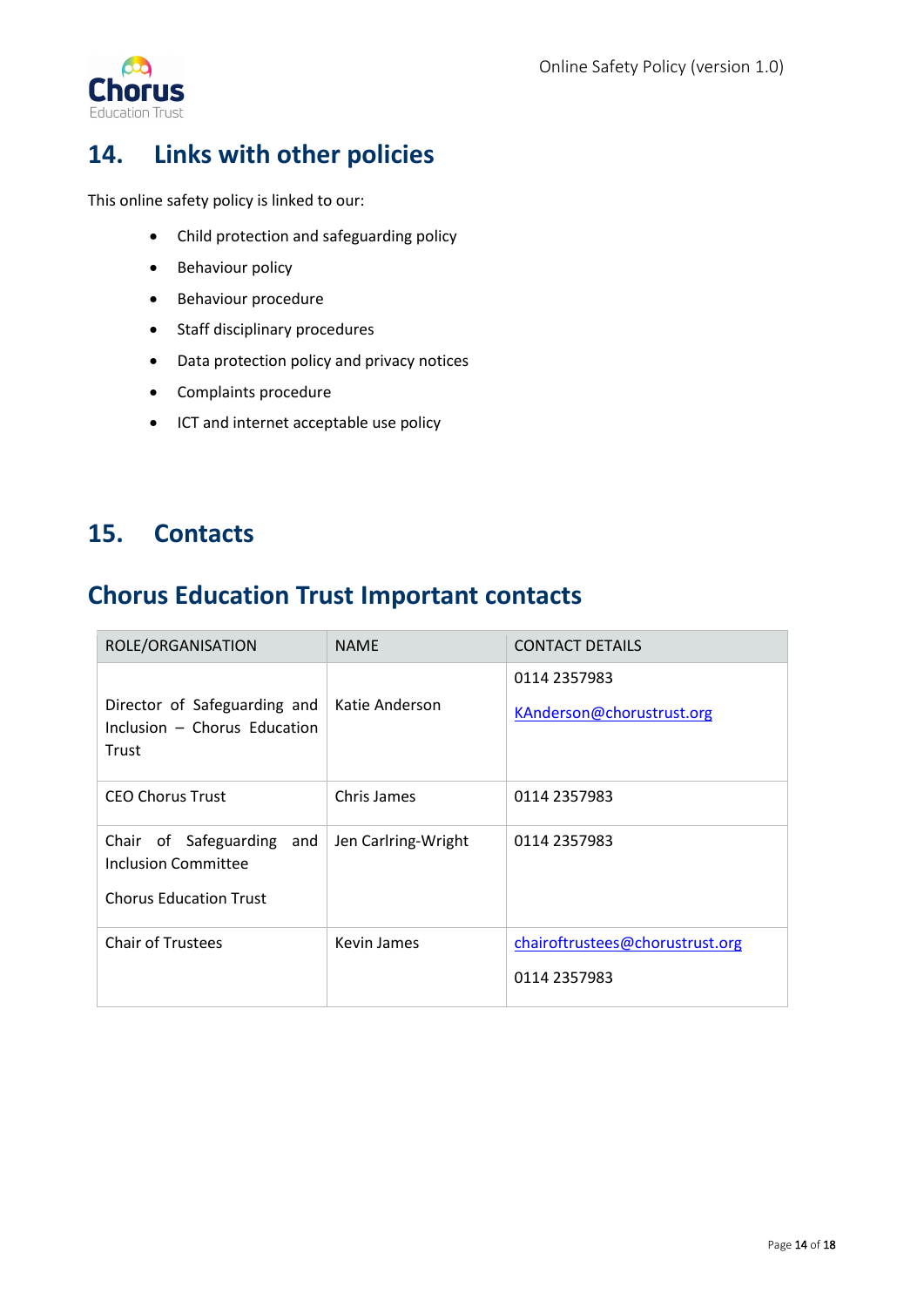## 14. Links with other policies

This online safety policy is linked to our:

- Child protection and safeguarding policy
- Behaviour policy
- Behaviour procedure
- Staff disciplinary procedures
- Data protection policy and privacy notices
- Complaints procedure
- ICT and internet acceptable use policy

## 15. Contacts

## Chorus Education Trust Important contacts

| ROLE/ORGANISATION | NAME | CONTACT DETAILS |
|---|---|---|
| Director of Safeguarding and Inclusion – Chorus Education Trust | Katie Anderson | 0114 2357983<br>KAnderson@chorustrust.org |
| CEO Chorus Trust | Chris James | 0114 2357983 |
| Chair of Safeguarding and Inclusion Committee<br>Chorus Education Trust | Jen Carlring-Wright | 0114 2357983 |
| Chair of Trustees | Kevin James | chairoftrustees@chorustrust.org<br>0114 2357983 |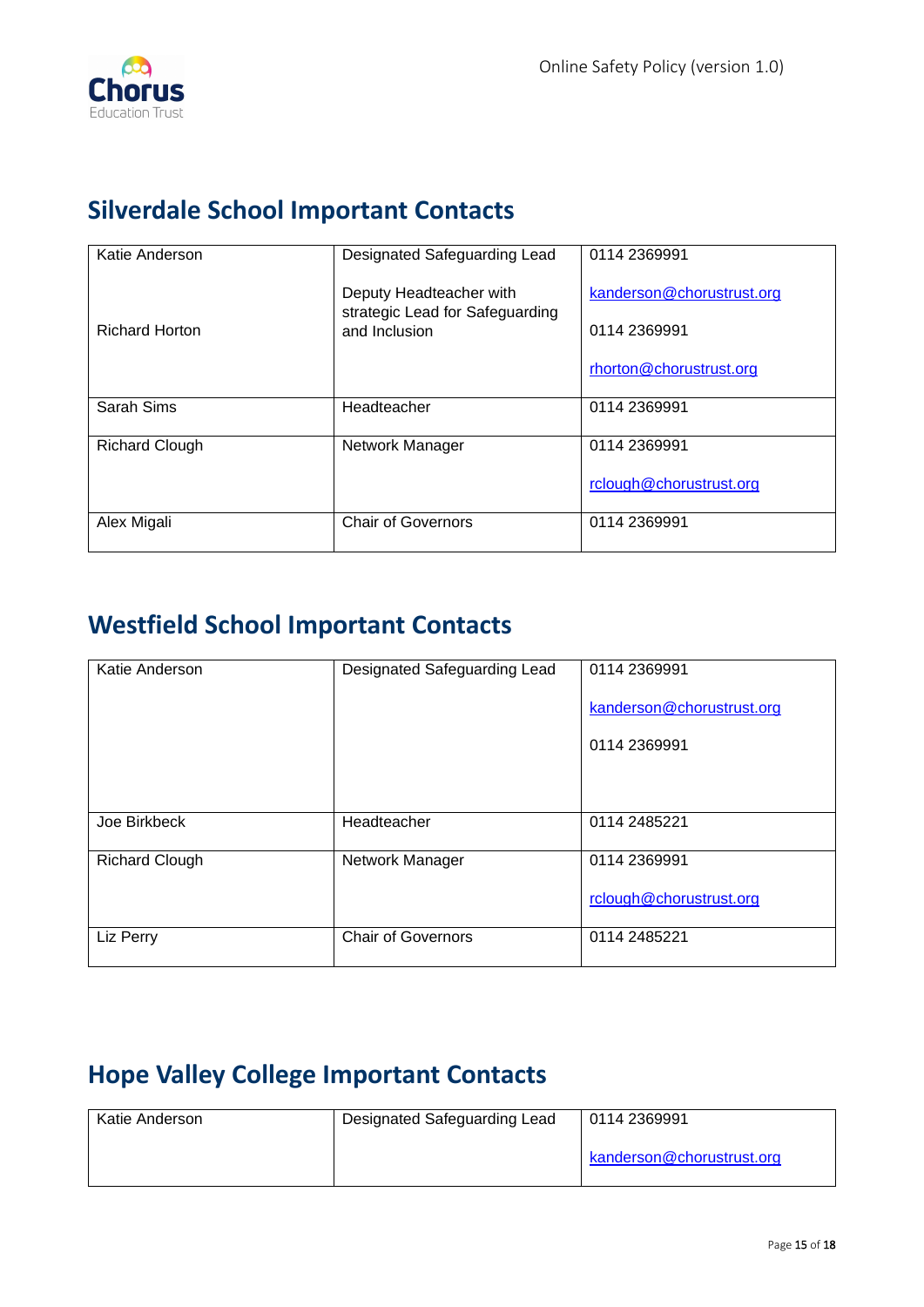## Silverdale School Important Contacts

| | | |
|---|---|---|
| Katie Anderson<br><br>Richard Horton | Designated Safeguarding Lead<br><br>Deputy Headteacher with strategic Lead for Safeguarding and Inclusion | 0114 2369991<br><br>kanderson@chorustrust.org<br><br>0114 2369991<br><br>rhorton@chorustrust.org |
| Sarah Sims | Headteacher | 0114 2369991 |
| Richard Clough | Network Manager | 0114 2369991<br><br>rclough@chorustrust.org |
| Alex Migali | Chair of Governors | 0114 2369991 |

## Westfield School Important Contacts

| | | |
|---|---|---|
| Katie Anderson | Designated Safeguarding Lead | 0114 2369991<br><br>kanderson@chorustrust.org<br><br>0114 2369991 |
| Joe Birkbeck | Headteacher | 0114 2485221 |
| Richard Clough | Network Manager | 0114 2369991<br><br>rclough@chorustrust.org |
| Liz Perry | Chair of Governors | 0114 2485221 |

## Hope Valley College Important Contacts

| | | |
|---|---|---|
| Katie Anderson | Designated Safeguarding Lead | 0114 2369991<br><br>kanderson@chorustrust.org |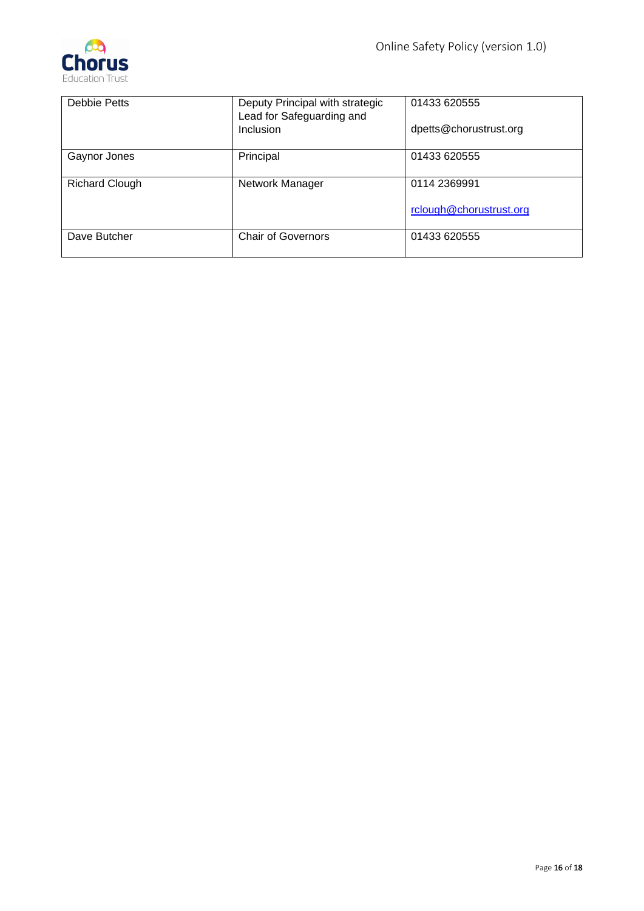| Debbie Petts | Deputy Principal with strategic Lead for Safeguarding and Inclusion | 01433 620555<br><br>dpetts@chorustrust.org |
|---|---|---|
| Gaynor Jones | Principal | 01433 620555 |
| Richard Clough | Network Manager | 0114 2369991<br><br>rclough@chorustrust.org |
| Dave Butcher | Chair of Governors | 01433 620555 |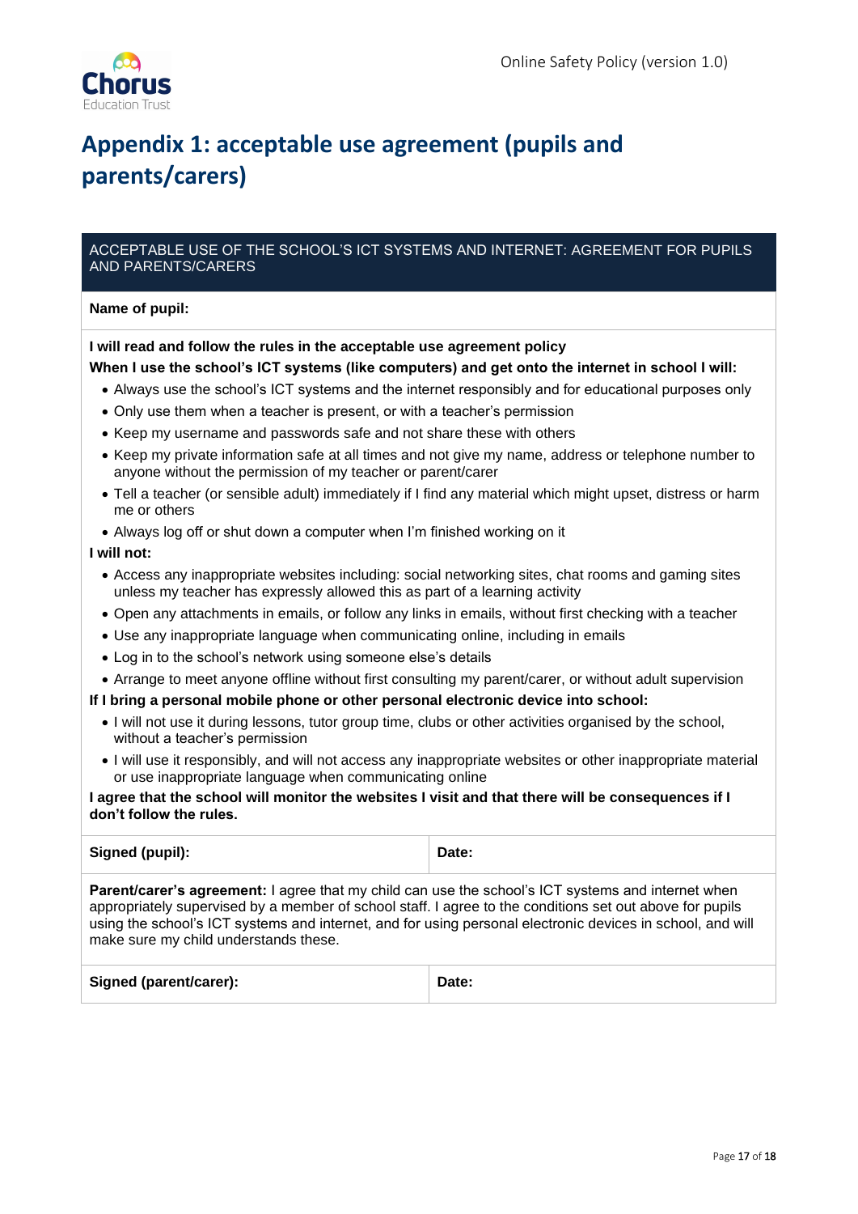# Appendix 1: acceptable use agreement (pupils and parents/carers)

| ACCEPTABLE USE OF THE SCHOOL'S ICT SYSTEMS AND INTERNET: AGREEMENT FOR PUPILS AND PARENTS/CARERS | |
|---|---|
| **Name of pupil:** | |

**I will read and follow the rules in the acceptable use agreement policy**

**When I use the school's ICT systems (like computers) and get onto the internet in school I will:**

- Always use the school's ICT systems and the internet responsibly and for educational purposes only
- Only use them when a teacher is present, or with a teacher's permission
- Keep my username and passwords safe and not share these with others
- Keep my private information safe at all times and not give my name, address or telephone number to anyone without the permission of my teacher or parent/carer
- Tell a teacher (or sensible adult) immediately if I find any material which might upset, distress or harm me or others
- Always log off or shut down a computer when I'm finished working on it

**I will not:**

- Access any inappropriate websites including: social networking sites, chat rooms and gaming sites unless my teacher has expressly allowed this as part of a learning activity
- Open any attachments in emails, or follow any links in emails, without first checking with a teacher
- Use any inappropriate language when communicating online, including in emails
- Log in to the school's network using someone else's details
- Arrange to meet anyone offline without first consulting my parent/carer, or without adult supervision

**If I bring a personal mobile phone or other personal electronic device into school:**

- I will not use it during lessons, tutor group time, clubs or other activities organised by the school, without a teacher's permission
- I will use it responsibly, and will not access any inappropriate websites or other inappropriate material or use inappropriate language when communicating online

**I agree that the school will monitor the websites I visit and that there will be consequences if I don't follow the rules.**

| **Signed (pupil):** | **Date:** |
|---|---|

**Parent/carer's agreement:** I agree that my child can use the school's ICT systems and internet when appropriately supervised by a member of school staff. I agree to the conditions set out above for pupils using the school's ICT systems and internet, and for using personal electronic devices in school, and will make sure my child understands these.

| **Signed (parent/carer):** | **Date:** |
|---|---|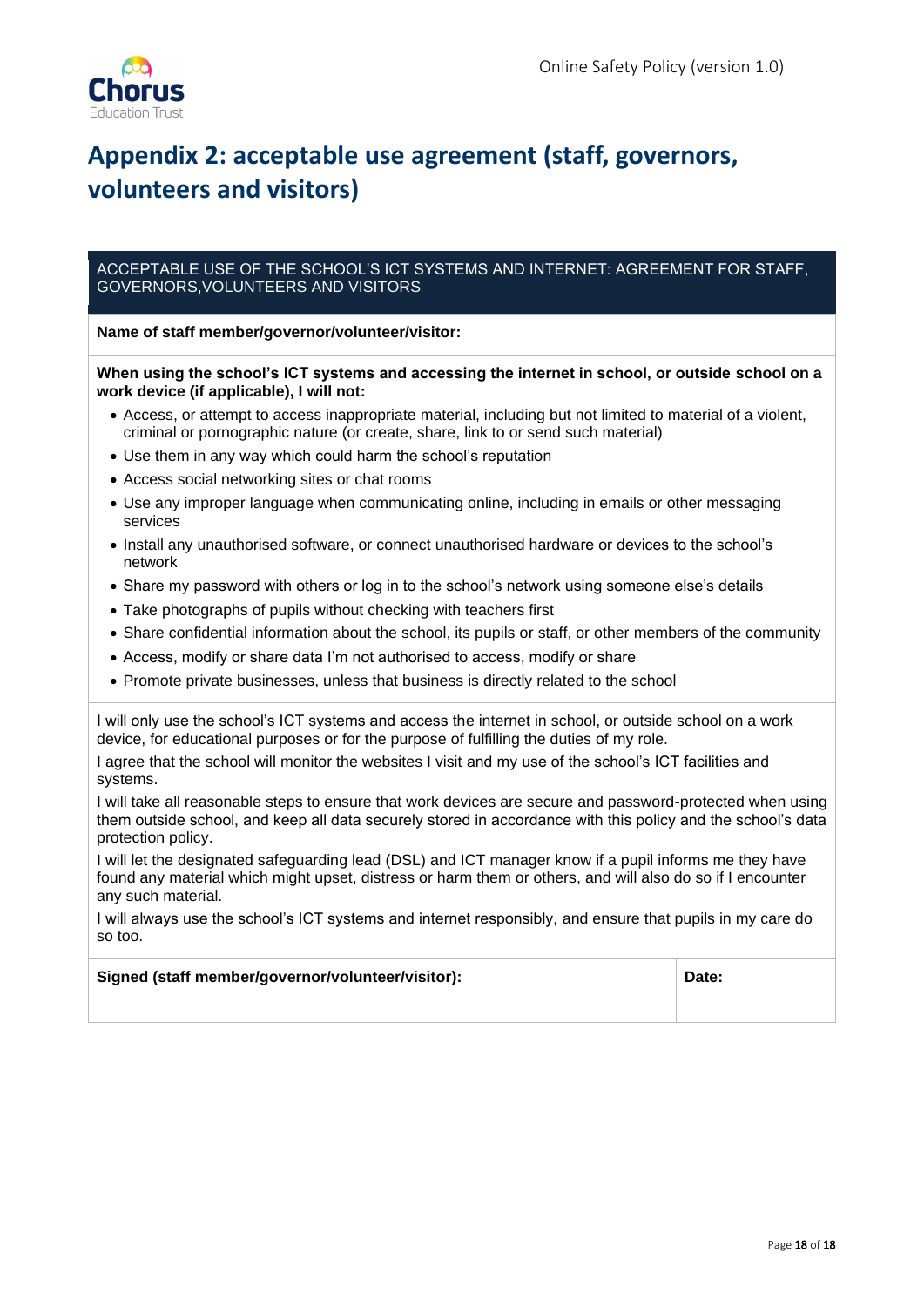# Appendix 2: acceptable use agreement (staff, governors, volunteers and visitors)

ACCEPTABLE USE OF THE SCHOOL'S ICT SYSTEMS AND INTERNET: AGREEMENT FOR STAFF, GOVERNORS, VOLUNTEERS AND VISITORS

**Name of staff member/governor/volunteer/visitor:**

**When using the school's ICT systems and accessing the internet in school, or outside school on a work device (if applicable), I will not:**

- Access, or attempt to access inappropriate material, including but not limited to material of a violent, criminal or pornographic nature (or create, share, link to or send such material)
- Use them in any way which could harm the school's reputation
- Access social networking sites or chat rooms
- Use any improper language when communicating online, including in emails or other messaging services
- Install any unauthorised software, or connect unauthorised hardware or devices to the school's network
- Share my password with others or log in to the school's network using someone else's details
- Take photographs of pupils without checking with teachers first
- Share confidential information about the school, its pupils or staff, or other members of the community
- Access, modify or share data I'm not authorised to access, modify or share
- Promote private businesses, unless that business is directly related to the school

I will only use the school's ICT systems and access the internet in school, or outside school on a work device, for educational purposes or for the purpose of fulfilling the duties of my role.

I agree that the school will monitor the websites I visit and my use of the school's ICT facilities and systems.

I will take all reasonable steps to ensure that work devices are secure and password-protected when using them outside school, and keep all data securely stored in accordance with this policy and the school's data protection policy.

I will let the designated safeguarding lead (DSL) and ICT manager know if a pupil informs me they have found any material which might upset, distress or harm them or others, and will also do so if I encounter any such material.

I will always use the school's ICT systems and internet responsibly, and ensure that pupils in my care do so too.

| Signed (staff member/governor/volunteer/visitor): | Date: |
| --- | --- |
| | |